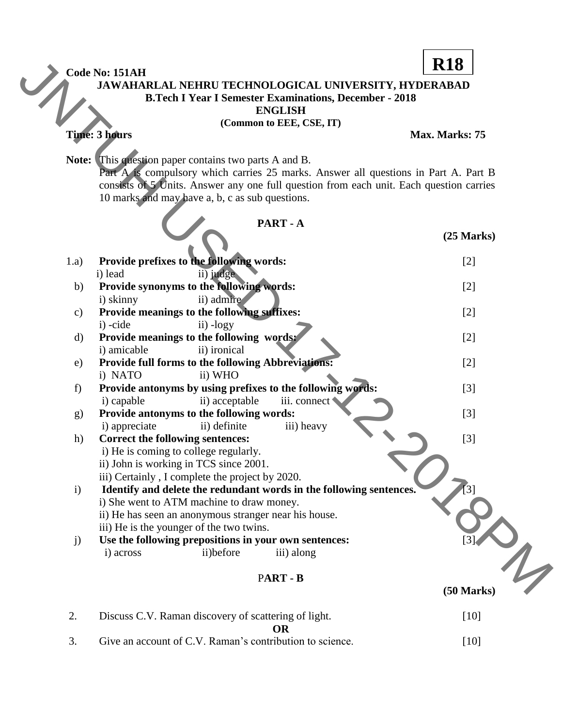**R18**

**Code No: 151AH**

# JAWAHARLAL NEHRU TECHNOLOGICAL UNIVERSITY, HYDERABAD

## B.Tech I Year I Semester Examinations, December - 2018

## ENGLISH

**(Common to EEE, CSE, IT)**

**Time: 3 hours** **Max. Marks: 75**

**Note:** This question paper contains two parts A and B.
Part A is compulsory which carries 25 marks. Answer all questions in Part A. Part B consists of 5 Units. Answer any one full question from each unit. Each question carries 10 marks and may have a, b, c as sub questions.

## PART - A

**(25 Marks)**

1.a) **Provide prefixes to the following words:** [2]
i) lead ii) judge

b) **Provide synonyms to the following words:** [2]
i) skinny ii) admire

c) **Provide meanings to the following suffixes:** [2]
i) -cide ii) -logy

d) **Provide meanings to the following words:** [2]
i) amicable ii) ironical

e) **Provide full forms to the following Abbreviations:** [2]
i) NATO ii) WHO

f) **Provide antonyms by using prefixes to the following words:** [3]
i) capable ii) acceptable iii. connect

g) **Provide antonyms to the following words:** [3]
i) appreciate ii) definite iii) heavy

h) **Correct the following sentences:** [3]
i) He is coming to college regularly.
ii) John is working in TCS since 2001.
iii) Certainly , I complete the project by 2020.

i) **Identify and delete the redundant words in the following sentences.** [3]
i) She went to ATM machine to draw money.
ii) He has seen an anonymous stranger near his house.
iii) He is the younger of the two twins.

j) **Use the following prepositions in your own sentences:** [3]
i) across ii)before iii) along

## PART - B

**(50 Marks)**

2. Discuss C.V. Raman discovery of scattering of light. [10]

**OR**

3. Give an account of C.V. Raman's contribution to science. [10]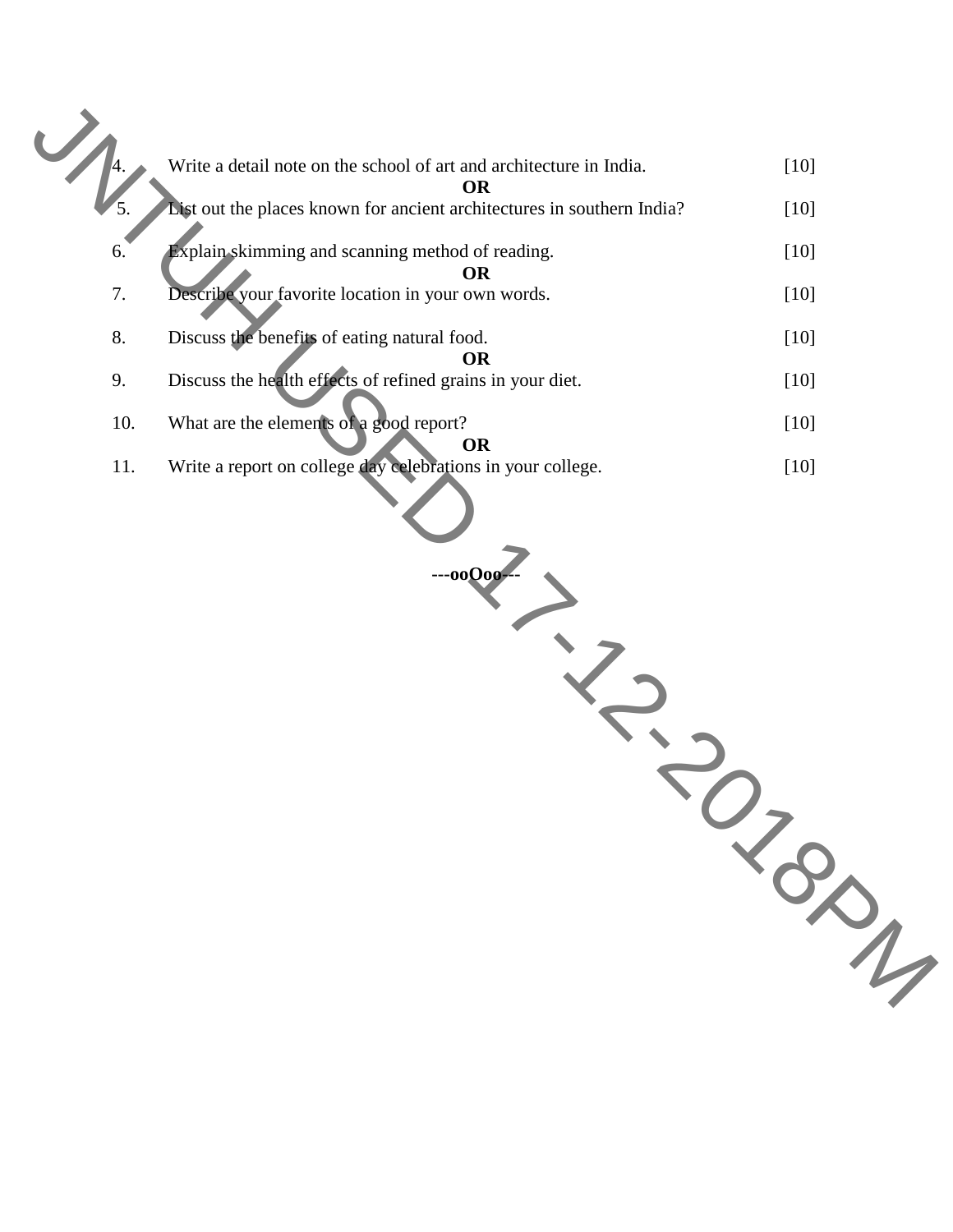4. Write a detail note on the school of art and architecture in India. [10]

**OR**

5. List out the places known for ancient architectures in southern India? [10]

6. Explain skimming and scanning method of reading. [10]

**OR**

7. Describe your favorite location in your own words. [10]

8. Discuss the benefits of eating natural food. [10]

**OR**

9. Discuss the health effects of refined grains in your diet. [10]

10. What are the elements of a good report? [10]

**OR**

11. Write a report on college day celebrations in your college. [10]

**---ooOoo---**